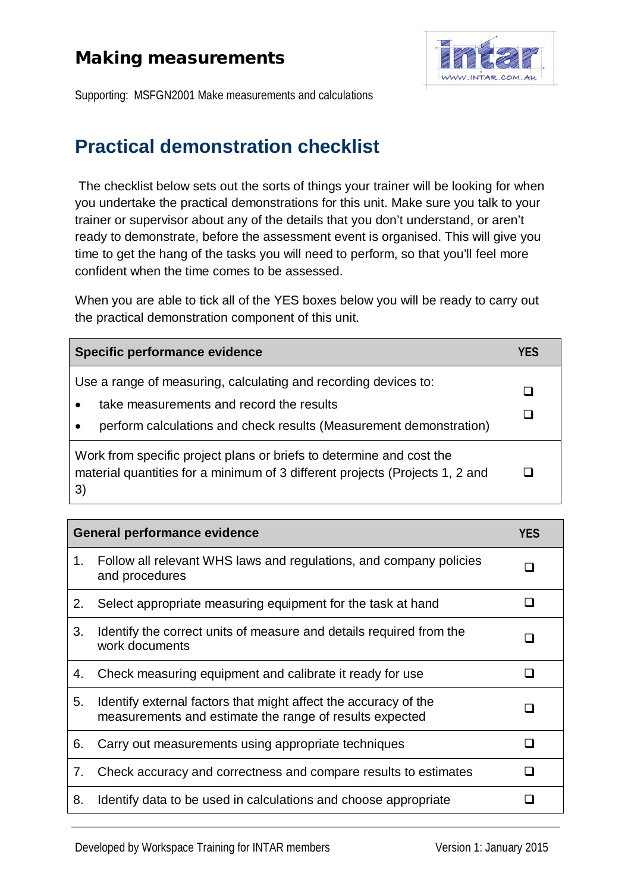# Making measurements

Supporting: MSFGN2001 Make measurements and calculations

## Practical demonstration checklist

The checklist below sets out the sorts of things your trainer will be looking for when you undertake the practical demonstrations for this unit. Make sure you talk to your trainer or supervisor about any of the details that you don't understand, or aren't ready to demonstrate, before the assessment event is organised. This will give you time to get the hang of the tasks you will need to perform, so that you'll feel more confident when the time comes to be assessed.

When you are able to tick all of the YES boxes below you will be ready to carry out the practical demonstration component of this unit.

| Specific performance evidence | YES |
|---|---|
| Use a range of measuring, calculating and recording devices to:<br>• take measurements and record the results<br>• perform calculations and check results (Measurement demonstration) | ❑<br>❑ |
| Work from specific project plans or briefs to determine and cost the material quantities for a minimum of 3 different projects (Projects 1, 2 and 3) | ❑ |

| General performance evidence | YES |
|---|---|
| 1. Follow all relevant WHS laws and regulations, and company policies and procedures | ❑ |
| 2. Select appropriate measuring equipment for the task at hand | ❑ |
| 3. Identify the correct units of measure and details required from the work documents | ❑ |
| 4. Check measuring equipment and calibrate it ready for use | ❑ |
| 5. Identify external factors that might affect the accuracy of the measurements and estimate the range of results expected | ❑ |
| 6. Carry out measurements using appropriate techniques | ❑ |
| 7. Check accuracy and correctness and compare results to estimates | ❑ |
| 8. Identify data to be used in calculations and choose appropriate | ❑ |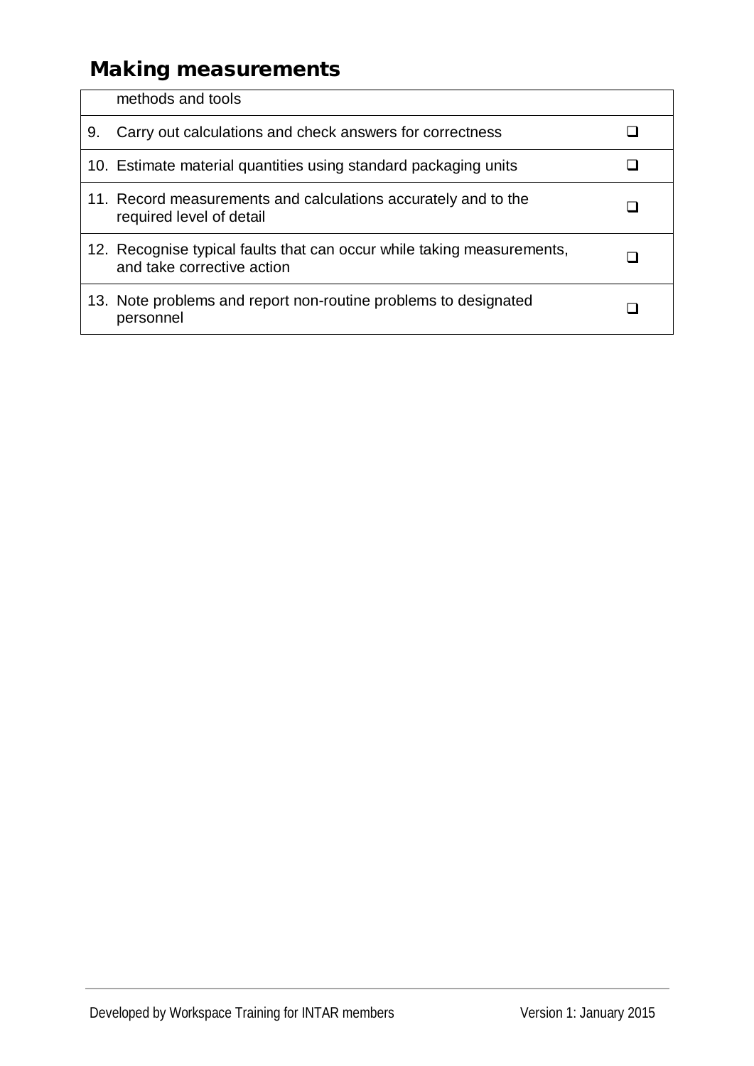## Making measurements

| | | |
|---|---|---|
| | methods and tools | |
| 9. | Carry out calculations and check answers for correctness | ❑ |
| 10. | Estimate material quantities using standard packaging units | ❑ |
| 11. | Record measurements and calculations accurately and to the required level of detail | ❑ |
| 12. | Recognise typical faults that can occur while taking measurements, and take corrective action | ❑ |
| 13. | Note problems and report non-routine problems to designated personnel | ❑ |